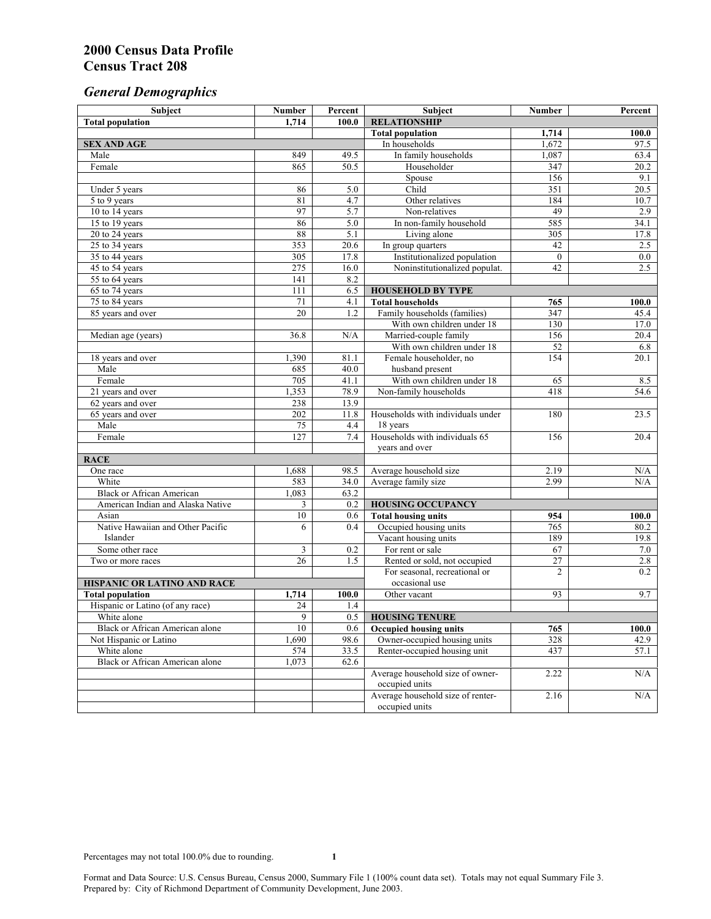# 2000 Census Data Profile
# Census Tract 208

## *General Demographics*

| Subject | Number | Percent | Subject | Number | Percent |
|---|---|---|---|---|---|
| **Total population** | **1,714** | **100.0** | **RELATIONSHIP** | | |
| | | | **Total population** | **1,714** | **100.0** |
| **SEX AND AGE** | | | In households | 1,672 | 97.5 |
| Male | 849 | 49.5 | In family households | 1,087 | 63.4 |
| Female | 865 | 50.5 | Householder | 347 | 20.2 |
| | | | Spouse | 156 | 9.1 |
| Under 5 years | 86 | 5.0 | Child | 351 | 20.5 |
| 5 to 9 years | 81 | 4.7 | Other relatives | 184 | 10.7 |
| 10 to 14 years | 97 | 5.7 | Non-relatives | 49 | 2.9 |
| 15 to 19 years | 86 | 5.0 | In non-family household | 585 | 34.1 |
| 20 to 24 years | 88 | 5.1 | Living alone | 305 | 17.8 |
| 25 to 34 years | 353 | 20.6 | In group quarters | 42 | 2.5 |
| 35 to 44 years | 305 | 17.8 | Institutionalized population | 0 | 0.0 |
| 45 to 54 years | 275 | 16.0 | Noninstitutionalized populat. | 42 | 2.5 |
| 55 to 64 years | 141 | 8.2 | | | |
| 65 to 74 years | 111 | 6.5 | **HOUSEHOLD BY TYPE** | | |
| 75 to 84 years | 71 | 4.1 | **Total households** | **765** | **100.0** |
| 85 years and over | 20 | 1.2 | Family households (families) | 347 | 45.4 |
| | | | With own children under 18 | 130 | 17.0 |
| Median age (years) | 36.8 | N/A | Married-couple family | 156 | 20.4 |
| | | | With own children under 18 | 52 | 6.8 |
| 18 years and over | 1,390 | 81.1 | Female householder, no husband present | 154 | 20.1 |
| Male | 685 | 40.0 | | | |
| Female | 705 | 41.1 | With own children under 18 | 65 | 8.5 |
| 21 years and over | 1,353 | 78.9 | Non-family households | 418 | 54.6 |
| 62 years and over | 238 | 13.9 | | | |
| 65 years and over | 202 | 11.8 | Households with individuals under 18 years | 180 | 23.5 |
| Male | 75 | 4.4 | | | |
| Female | 127 | 7.4 | Households with individuals 65 years and over | 156 | 20.4 |
| **RACE** | | | | | |
| One race | 1,688 | 98.5 | Average household size | 2.19 | N/A |
| White | 583 | 34.0 | Average family size | 2.99 | N/A |
| Black or African American | 1,083 | 63.2 | | | |
| American Indian and Alaska Native | 3 | 0.2 | **HOUSING OCCUPANCY** | | |
| Asian | 10 | 0.6 | **Total housing units** | **954** | **100.0** |
| Native Hawaiian and Other Pacific Islander | 6 | 0.4 | Occupied housing units | 765 | 80.2 |
| | | | Vacant housing units | 189 | 19.8 |
| Some other race | 3 | 0.2 | For rent or sale | 67 | 7.0 |
| Two or more races | 26 | 1.5 | Rented or sold, not occupied | 27 | 2.8 |
| | | | For seasonal, recreational or occasional use | 2 | 0.2 |
| **HISPANIC OR LATINO AND RACE** | | | | | |
| **Total population** | **1,714** | **100.0** | Other vacant | 93 | 9.7 |
| Hispanic or Latino (of any race) | 24 | 1.4 | | | |
| White alone | 9 | 0.5 | **HOUSING TENURE** | | |
| Black or African American alone | 10 | 0.6 | **Occupied housing units** | **765** | **100.0** |
| Not Hispanic or Latino | 1,690 | 98.6 | Owner-occupied housing units | 328 | 42.9 |
| White alone | 574 | 33.5 | Renter-occupied housing unit | 437 | 57.1 |
| Black or African American alone | 1,073 | 62.6 | | | |
| | | | Average household size of owner-occupied units | 2.22 | N/A |
| | | | Average household size of renter-occupied units | 2.16 | N/A |

Percentages may not total 100.0% due to rounding.

Format and Data Source: U.S. Census Bureau, Census 2000, Summary File 1 (100% count data set). Totals may not equal Summary File 3.
Prepared by: City of Richmond Department of Community Development, June 2003.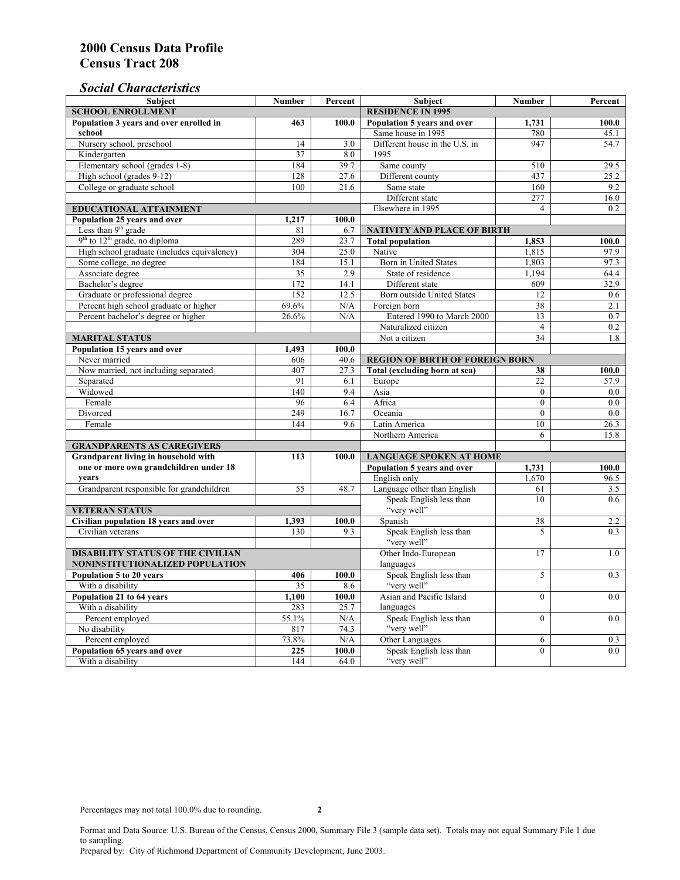# 2000 Census Data Profile
# Census Tract 208

## *Social Characteristics*

| Subject | Number | Percent | Subject | Number | Percent |
|---|---|---|---|---|---|
| **SCHOOL ENROLLMENT** | | | **RESIDENCE IN 1995** | | |
| **Population 3 years and over enrolled in school** | **463** | **100.0** | **Population 5 years and over** | **1,731** | **100.0** |
| Nursery school, preschool | 14 | 3.0 | Same house in 1995 | 780 | 45.1 |
| Kindergarten | 37 | 8.0 | Different house in the U.S. in 1995 | 947 | 54.7 |
| Elementary school (grades 1-8) | 184 | 39.7 | Same county | 510 | 29.5 |
| High school (grades 9-12) | 128 | 27.6 | Different county | 437 | 25.2 |
| College or graduate school | 100 | 21.6 | Same state | 160 | 9.2 |
| | | | Different state | 277 | 16.0 |
| **EDUCATIONAL ATTAINMENT** | | | Elsewhere in 1995 | 4 | 0.2 |
| **Population 25 years and over** | **1,217** | **100.0** | | | |
| Less than 9th grade | 81 | 6.7 | **NATIVITY AND PLACE OF BIRTH** | | |
| 9th to 12th grade, no diploma | 289 | 23.7 | **Total population** | **1,853** | **100.0** |
| High school graduate (includes equivalency) | 304 | 25.0 | Native | 1,815 | 97.9 |
| Some college, no degree | 184 | 15.1 | Born in United States | 1,803 | 97.3 |
| Associate degree | 35 | 2.9 | State of residence | 1,194 | 64.4 |
| Bachelor's degree | 172 | 14.1 | Different state | 609 | 32.9 |
| Graduate or professional degree | 152 | 12.5 | Born outside United States | 12 | 0.6 |
| Percent high school graduate or higher | 69.6% | N/A | Foreign born | 38 | 2.1 |
| Percent bachelor's degree or higher | 26.6% | N/A | Entered 1990 to March 2000 | 13 | 0.7 |
| | | | Naturalized citizen | 4 | 0.2 |
| **MARITAL STATUS** | | | Not a citizen | 34 | 1.8 |
| **Population 15 years and over** | **1,493** | **100.0** | | | |
| Never married | 606 | 40.6 | **REGION OF BIRTH OF FOREIGN BORN** | | |
| Now married, not including separated | 407 | 27.3 | **Total (excluding born at sea)** | **38** | **100.0** |
| Separated | 91 | 6.1 | Europe | 22 | 57.9 |
| Widowed | 140 | 9.4 | Asia | 0 | 0.0 |
| Female | 96 | 6.4 | Africa | 0 | 0.0 |
| Divorced | 249 | 16.7 | Oceania | 0 | 0.0 |
| Female | 144 | 9.6 | Latin America | 10 | 26.3 |
| | | | Northern America | 6 | 15.8 |
| **GRANDPARENTS AS CAREGIVERS** | | | | | |
| **Grandparent living in household with one or more own grandchildren under 18 years** | **113** | **100.0** | **LANGUAGE SPOKEN AT HOME** | | |
| | | | **Population 5 years and over** | **1,731** | **100.0** |
| | | | English only | 1,670 | 96.5 |
| Grandparent responsible for grandchildren | 55 | 48.7 | Language other than English | 61 | 3.5 |
| | | | Speak English less than "very well" | 10 | 0.6 |
| **VETERAN STATUS** | | | | | |
| **Civilian population 18 years and over** | **1,393** | **100.0** | Spanish | 38 | 2.2 |
| Civilian veterans | 130 | 9.3 | Speak English less than "very well" | 5 | 0.3 |
| **DISABILITY STATUS OF THE CIVILIAN NONINSTITUTIONALIZED POPULATION** | | | Other Indo-European languages | 17 | 1.0 |
| **Population 5 to 20 years** | **406** | **100.0** | Speak English less than "very well" | 5 | 0.3 |
| With a disability | 35 | 8.6 | | | |
| **Population 21 to 64 years** | **1,100** | **100.0** | Asian and Pacific Island languages | 0 | 0.0 |
| With a disability | 283 | 25.7 | | | |
| Percent employed | 55.1% | N/A | Speak English less than "very well" | 0 | 0.0 |
| No disability | 817 | 74.3 | | | |
| Percent employed | 73.8% | N/A | Other Languages | 6 | 0.3 |
| **Population 65 years and over** | **225** | **100.0** | Speak English less than "very well" | 0 | 0.0 |
| With a disability | 144 | 64.0 | | | |

Percentages may not total 100.0% due to rounding.

Format and Data Source: U.S. Bureau of the Census, Census 2000, Summary File 3 (sample data set). Totals may not equal Summary File 1 due to sampling.
Prepared by: City of Richmond Department of Community Development, June 2003.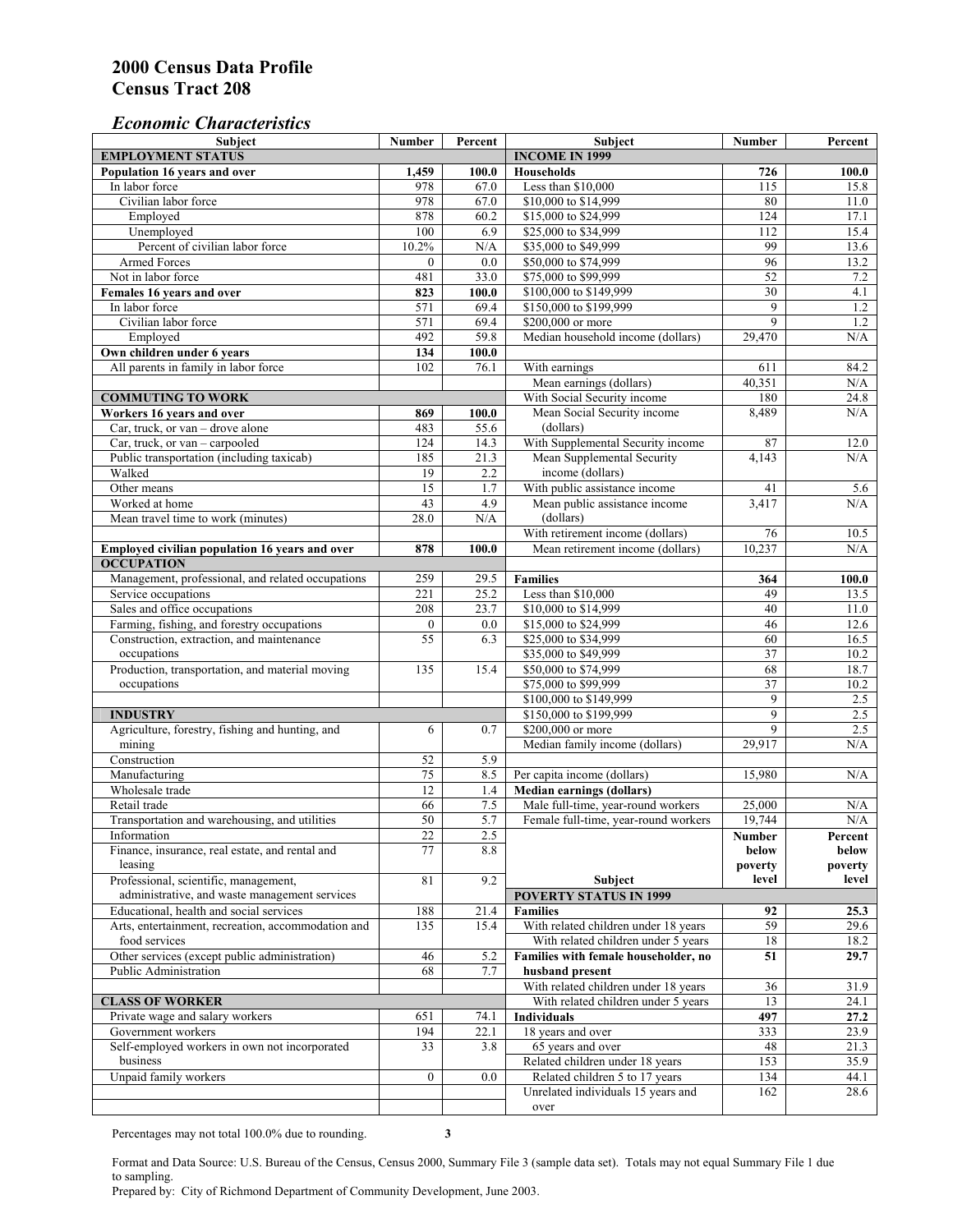# 2000 Census Data Profile
# Census Tract 208

### *Economic Characteristics*

| Subject | Number | Percent |
|---|---|---|
| **EMPLOYMENT STATUS** | | |
| **Population 16 years and over** | **1,459** | **100.0** |
| In labor force | 978 | 67.0 |
| Civilian labor force | 978 | 67.0 |
| Employed | 878 | 60.2 |
| Unemployed | 100 | 6.9 |
| Percent of civilian labor force | 10.2% | N/A |
| Armed Forces | 0 | 0.0 |
| Not in labor force | 481 | 33.0 |
| **Females 16 years and over** | **823** | **100.0** |
| In labor force | 571 | 69.4 |
| Civilian labor force | 571 | 69.4 |
| Employed | 492 | 59.8 |
| **Own children under 6 years** | **134** | **100.0** |
| All parents in family in labor force | 102 | 76.1 |
| **COMMUTING TO WORK** | | |
| **Workers 16 years and over** | **869** | **100.0** |
| Car, truck, or van – drove alone | 483 | 55.6 |
| Car, truck, or van – carpooled | 124 | 14.3 |
| Public transportation (including taxicab) | 185 | 21.3 |
| Walked | 19 | 2.2 |
| Other means | 15 | 1.7 |
| Worked at home | 43 | 4.9 |
| Mean travel time to work (minutes) | 28.0 | N/A |
| **Employed civilian population 16 years and over** | **878** | **100.0** |
| **OCCUPATION** | | |
| Management, professional, and related occupations | 259 | 29.5 |
| Service occupations | 221 | 25.2 |
| Sales and office occupations | 208 | 23.7 |
| Farming, fishing, and forestry occupations | 0 | 0.0 |
| Construction, extraction, and maintenance occupations | 55 | 6.3 |
| Production, transportation, and material moving occupations | 135 | 15.4 |
| **INDUSTRY** | | |
| Agriculture, forestry, fishing and hunting, and mining | 6 | 0.7 |
| Construction | 52 | 5.9 |
| Manufacturing | 75 | 8.5 |
| Wholesale trade | 12 | 1.4 |
| Retail trade | 66 | 7.5 |
| Transportation and warehousing, and utilities | 50 | 5.7 |
| Information | 22 | 2.5 |
| Finance, insurance, real estate, and rental and leasing | 77 | 8.8 |
| Professional, scientific, management, administrative, and waste management services | 81 | 9.2 |
| Educational, health and social services | 188 | 21.4 |
| Arts, entertainment, recreation, accommodation and food services | 135 | 15.4 |
| Other services (except public administration) | 46 | 5.2 |
| Public Administration | 68 | 7.7 |
| **CLASS OF WORKER** | | |
| Private wage and salary workers | 651 | 74.1 |
| Government workers | 194 | 22.1 |
| Self-employed workers in own not incorporated business | 33 | 3.8 |
| Unpaid family workers | 0 | 0.0 |

| Subject | Number | Percent |
|---|---|---|
| **INCOME IN 1999** | | |
| **Households** | **726** | **100.0** |
| Less than $10,000 | 115 | 15.8 |
| $10,000 to $14,999 | 80 | 11.0 |
| $15,000 to $24,999 | 124 | 17.1 |
| $25,000 to $34,999 | 112 | 15.4 |
| $35,000 to $49,999 | 99 | 13.6 |
| $50,000 to $74,999 | 96 | 13.2 |
| $75,000 to $99,999 | 52 | 7.2 |
| $100,000 to $149,999 | 30 | 4.1 |
| $150,000 to $199,999 | 9 | 1.2 |
| $200,000 or more | 9 | 1.2 |
| Median household income (dollars) | 29,470 | N/A |
| With earnings | 611 | 84.2 |
| Mean earnings (dollars) | 40,351 | N/A |
| With Social Security income | 180 | 24.8 |
| Mean Social Security income (dollars) | 8,489 | N/A |
| With Supplemental Security income | 87 | 12.0 |
| Mean Supplemental Security income (dollars) | 4,143 | N/A |
| With public assistance income | 41 | 5.6 |
| Mean public assistance income (dollars) | 3,417 | N/A |
| With retirement income (dollars) | 76 | 10.5 |
| Mean retirement income (dollars) | 10,237 | N/A |
| **Families** | **364** | **100.0** |
| Less than $10,000 | 49 | 13.5 |
| $10,000 to $14,999 | 40 | 11.0 |
| $15,000 to $24,999 | 46 | 12.6 |
| $25,000 to $34,999 | 60 | 16.5 |
| $35,000 to $49,999 | 37 | 10.2 |
| $50,000 to $74,999 | 68 | 18.7 |
| $75,000 to $99,999 | 37 | 10.2 |
| $100,000 to $149,999 | 9 | 2.5 |
| $150,000 to $199,999 | 9 | 2.5 |
| $200,000 or more | 9 | 2.5 |
| Median family income (dollars) | 29,917 | N/A |
| Per capita income (dollars) | 15,980 | N/A |
| **Median earnings (dollars)** | | |
| Male full-time, year-round workers | 25,000 | N/A |
| Female full-time, year-round workers | 19,744 | N/A |

| Subject | Number below poverty level | Percent below poverty level |
|---|---|---|
| **POVERTY STATUS IN 1999** | | |
| **Families** | **92** | **25.3** |
| With related children under 18 years | 59 | 29.6 |
| With related children under 5 years | 18 | 18.2 |
| **Families with female householder, no husband present** | **51** | **29.7** |
| With related children under 18 years | 36 | 31.9 |
| With related children under 5 years | 13 | 24.1 |
| **Individuals** | **497** | **27.2** |
| 18 years and over | 333 | 23.9 |
| 65 years and over | 48 | 21.3 |
| Related children under 18 years | 153 | 35.9 |
| Related children 5 to 17 years | 134 | 44.1 |
| Unrelated individuals 15 years and over | 162 | 28.6 |

Percentages may not total 100.0% due to rounding.

Format and Data Source: U.S. Bureau of the Census, Census 2000, Summary File 3 (sample data set). Totals may not equal Summary File 1 due to sampling.
Prepared by: City of Richmond Department of Community Development, June 2003.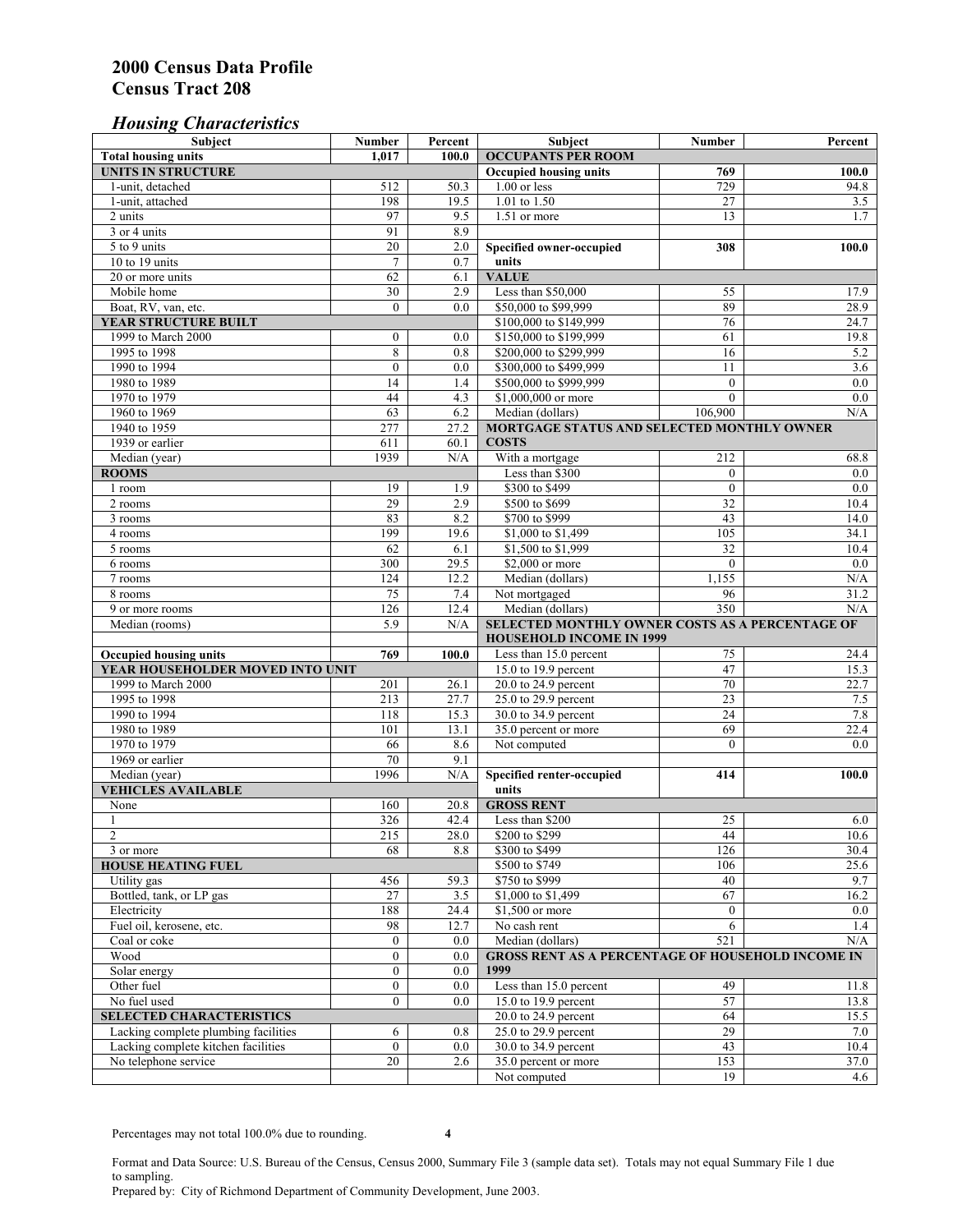# 2000 Census Data Profile
# Census Tract 208

## *Housing Characteristics*

| Subject | Number | Percent | Subject | Number | Percent |
|---|---|---|---|---|---|
| **Total housing units** | **1,017** | **100.0** | **OCCUPANTS PER ROOM** | | |
| **UNITS IN STRUCTURE** | | | **Occupied housing units** | **769** | **100.0** |
| 1-unit, detached | 512 | 50.3 | 1.00 or less | 729 | 94.8 |
| 1-unit, attached | 198 | 19.5 | 1.01 to 1.50 | 27 | 3.5 |
| 2 units | 97 | 9.5 | 1.51 or more | 13 | 1.7 |
| 3 or 4 units | 91 | 8.9 | | | |
| 5 to 9 units | 20 | 2.0 | **Specified owner-occupied units** | **308** | **100.0** |
| 10 to 19 units | 7 | 0.7 | | | |
| 20 or more units | 62 | 6.1 | **VALUE** | | |
| Mobile home | 30 | 2.9 | Less than $50,000 | 55 | 17.9 |
| Boat, RV, van, etc. | 0 | 0.0 | $50,000 to $99,999 | 89 | 28.9 |
| **YEAR STRUCTURE BUILT** | | | $100,000 to $149,999 | 76 | 24.7 |
| 1999 to March 2000 | 0 | 0.0 | $150,000 to $199,999 | 61 | 19.8 |
| 1995 to 1998 | 8 | 0.8 | $200,000 to $299,999 | 16 | 5.2 |
| 1990 to 1994 | 0 | 0.0 | $300,000 to $499,999 | 11 | 3.6 |
| 1980 to 1989 | 14 | 1.4 | $500,000 to $999,999 | 0 | 0.0 |
| 1970 to 1979 | 44 | 4.3 | $1,000,000 or more | 0 | 0.0 |
| 1960 to 1969 | 63 | 6.2 | Median (dollars) | 106,900 | N/A |
| 1940 to 1959 | 277 | 27.2 | **MORTGAGE STATUS AND SELECTED MONTHLY OWNER COSTS** | | |
| 1939 or earlier | 611 | 60.1 | | | |
| Median (year) | 1939 | N/A | With a mortgage | 212 | 68.8 |
| **ROOMS** | | | Less than $300 | 0 | 0.0 |
| 1 room | 19 | 1.9 | $300 to $499 | 0 | 0.0 |
| 2 rooms | 29 | 2.9 | $500 to $699 | 32 | 10.4 |
| 3 rooms | 83 | 8.2 | $700 to $999 | 43 | 14.0 |
| 4 rooms | 199 | 19.6 | $1,000 to $1,499 | 105 | 34.1 |
| 5 rooms | 62 | 6.1 | $1,500 to $1,999 | 32 | 10.4 |
| 6 rooms | 300 | 29.5 | $2,000 or more | 0 | 0.0 |
| 7 rooms | 124 | 12.2 | Median (dollars) | 1,155 | N/A |
| 8 rooms | 75 | 7.4 | Not mortgaged | 96 | 31.2 |
| 9 or more rooms | 126 | 12.4 | Median (dollars) | 350 | N/A |
| Median (rooms) | 5.9 | N/A | **SELECTED MONTHLY OWNER COSTS AS A PERCENTAGE OF HOUSEHOLD INCOME IN 1999** | | |
| | | | | | |
| **Occupied housing units** | **769** | **100.0** | Less than 15.0 percent | 75 | 24.4 |
| **YEAR HOUSEHOLDER MOVED INTO UNIT** | | | 15.0 to 19.9 percent | 47 | 15.3 |
| 1999 to March 2000 | 201 | 26.1 | 20.0 to 24.9 percent | 70 | 22.7 |
| 1995 to 1998 | 213 | 27.7 | 25.0 to 29.9 percent | 23 | 7.5 |
| 1990 to 1994 | 118 | 15.3 | 30.0 to 34.9 percent | 24 | 7.8 |
| 1980 to 1989 | 101 | 13.1 | 35.0 percent or more | 69 | 22.4 |
| 1970 to 1979 | 66 | 8.6 | Not computed | 0 | 0.0 |
| 1969 or earlier | 70 | 9.1 | | | |
| Median (year) | 1996 | N/A | **Specified renter-occupied units** | **414** | **100.0** |
| **VEHICLES AVAILABLE** | | | | | |
| None | 160 | 20.8 | **GROSS RENT** | | |
| 1 | 326 | 42.4 | Less than $200 | 25 | 6.0 |
| 2 | 215 | 28.0 | $200 to $299 | 44 | 10.6 |
| 3 or more | 68 | 8.8 | $300 to $499 | 126 | 30.4 |
| **HOUSE HEATING FUEL** | | | $500 to $749 | 106 | 25.6 |
| Utility gas | 456 | 59.3 | $750 to $999 | 40 | 9.7 |
| Bottled, tank, or LP gas | 27 | 3.5 | $1,000 to $1,499 | 67 | 16.2 |
| Electricity | 188 | 24.4 | $1,500 or more | 0 | 0.0 |
| Fuel oil, kerosene, etc. | 98 | 12.7 | No cash rent | 6 | 1.4 |
| Coal or coke | 0 | 0.0 | Median (dollars) | 521 | N/A |
| Wood | 0 | 0.0 | **GROSS RENT AS A PERCENTAGE OF HOUSEHOLD INCOME IN 1999** | | |
| Solar energy | 0 | 0.0 | | | |
| Other fuel | 0 | 0.0 | Less than 15.0 percent | 49 | 11.8 |
| No fuel used | 0 | 0.0 | 15.0 to 19.9 percent | 57 | 13.8 |
| **SELECTED CHARACTERISTICS** | | | 20.0 to 24.9 percent | 64 | 15.5 |
| Lacking complete plumbing facilities | 6 | 0.8 | 25.0 to 29.9 percent | 29 | 7.0 |
| Lacking complete kitchen facilities | 0 | 0.0 | 30.0 to 34.9 percent | 43 | 10.4 |
| No telephone service | 20 | 2.6 | 35.0 percent or more | 153 | 37.0 |
| | | | Not computed | 19 | 4.6 |

Percentages may not total 100.0% due to rounding.

Format and Data Source: U.S. Bureau of the Census, Census 2000, Summary File 3 (sample data set). Totals may not equal Summary File 1 due to sampling.
Prepared by: City of Richmond Department of Community Development, June 2003.